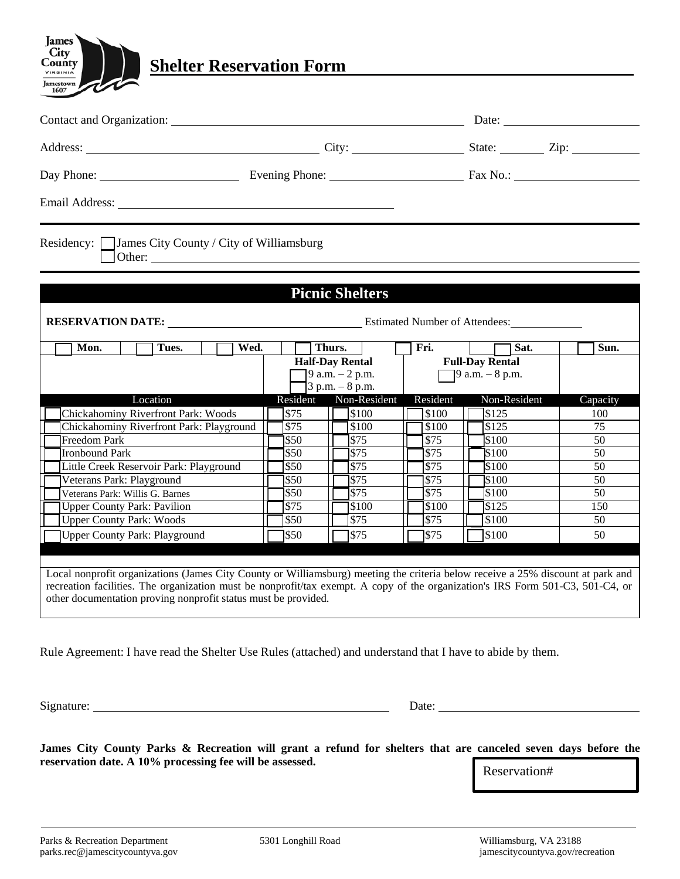# Shelter Reservation Form

Contact and Organization: \_\_\_\_\_\_\_\_\_\_\_\_\_\_\_\_\_\_\_\_ Date: \_\_\_\_\_\_\_\_\_\_

Address: \_\_\_\_\_\_\_\_\_\_\_\_\_\_\_\_\_\_\_\_ City: \_\_\_\_\_\_\_\_\_\_ State: \_\_\_\_\_ Zip: \_\_\_\_\_\_

Day Phone: \_\_\_\_\_\_\_\_\_\_ Evening Phone: \_\_\_\_\_\_\_\_\_\_ Fax No.: \_\_\_\_\_\_\_\_\_\_

Email Address: \_\_\_\_\_\_\_\_\_\_\_\_\_\_\_\_\_\_\_\_

Residency: ☐ James City County / City of Williamsburg
☐ Other: \_\_\_\_\_\_\_\_\_\_\_\_\_\_\_\_\_\_\_\_

## Picnic Shelters

**RESERVATION DATE:** \_\_\_\_\_\_\_\_\_\_\_\_\_\_\_\_\_\_\_\_ Estimated Number of Attendees: \_\_\_\_\_\_\_\_\_\_

☐ **Mon.** ☐ **Tues.** ☐ **Wed.** ☐ **Thurs.** ☐ **Fri.** ☐ **Sat.** ☐ **Sun.**

| | **Half-Day Rental** ☐ 9 a.m. – 2 p.m. ☐ 3 p.m. – 8 p.m. | | **Full-Day Rental** ☐ 9 a.m. – 8 p.m. | | |
|---|---|---|---|---|---|
| Location | Resident | Non-Resident | Resident | Non-Resident | Capacity |
| ☐ Chickahominy Riverfront Park: Woods | ☐ $75 | ☐ $100 | ☐ $100 | ☐ $125 | 100 |
| ☐ Chickahominy Riverfront Park: Playground | ☐ $75 | ☐ $100 | ☐ $100 | ☐ $125 | 75 |
| ☐ Freedom Park | ☐ $50 | ☐ $75 | ☐ $75 | ☐ $100 | 50 |
| ☐ Ironbound Park | ☐ $50 | ☐ $75 | ☐ $75 | ☐ $100 | 50 |
| ☐ Little Creek Reservoir Park: Playground | ☐ $50 | ☐ $75 | ☐ $75 | ☐ $100 | 50 |
| ☐ Veterans Park: Playground | ☐ $50 | ☐ $75 | ☐ $75 | ☐ $100 | 50 |
| ☐ Veterans Park: Willis G. Barnes | ☐ $50 | ☐ $75 | ☐ $75 | ☐ $100 | 50 |
| ☐ Upper County Park: Pavilion | ☐ $75 | ☐ $100 | ☐ $100 | ☐ $125 | 150 |
| ☐ Upper County Park: Woods | ☐ $50 | ☐ $75 | ☐ $75 | ☐ $100 | 50 |
| ☐ Upper County Park: Playground | ☐ $50 | ☐ $75 | ☐ $75 | ☐ $100 | 50 |

Local nonprofit organizations (James City County or Williamsburg) meeting the criteria below receive a 25% discount at park and recreation facilities. The organization must be nonprofit/tax exempt. A copy of the organization's IRS Form 501-C3, 501-C4, or other documentation proving nonprofit status must be provided.

Rule Agreement: I have read the Shelter Use Rules (attached) and understand that I have to abide by them.

Signature: \_\_\_\_\_\_\_\_\_\_\_\_\_\_\_\_\_\_\_\_ Date: \_\_\_\_\_\_\_\_\_\_

**James City County Parks & Recreation will grant a refund for shelters that are canceled seven days before the reservation date. A 10% processing fee will be assessed.**

Reservation#

Parks & Recreation Department
parks.rec@jamescitycountyva.gov

5301 Longhill Road

Williamsburg, VA 23188
jamescitycountyva.gov/recreation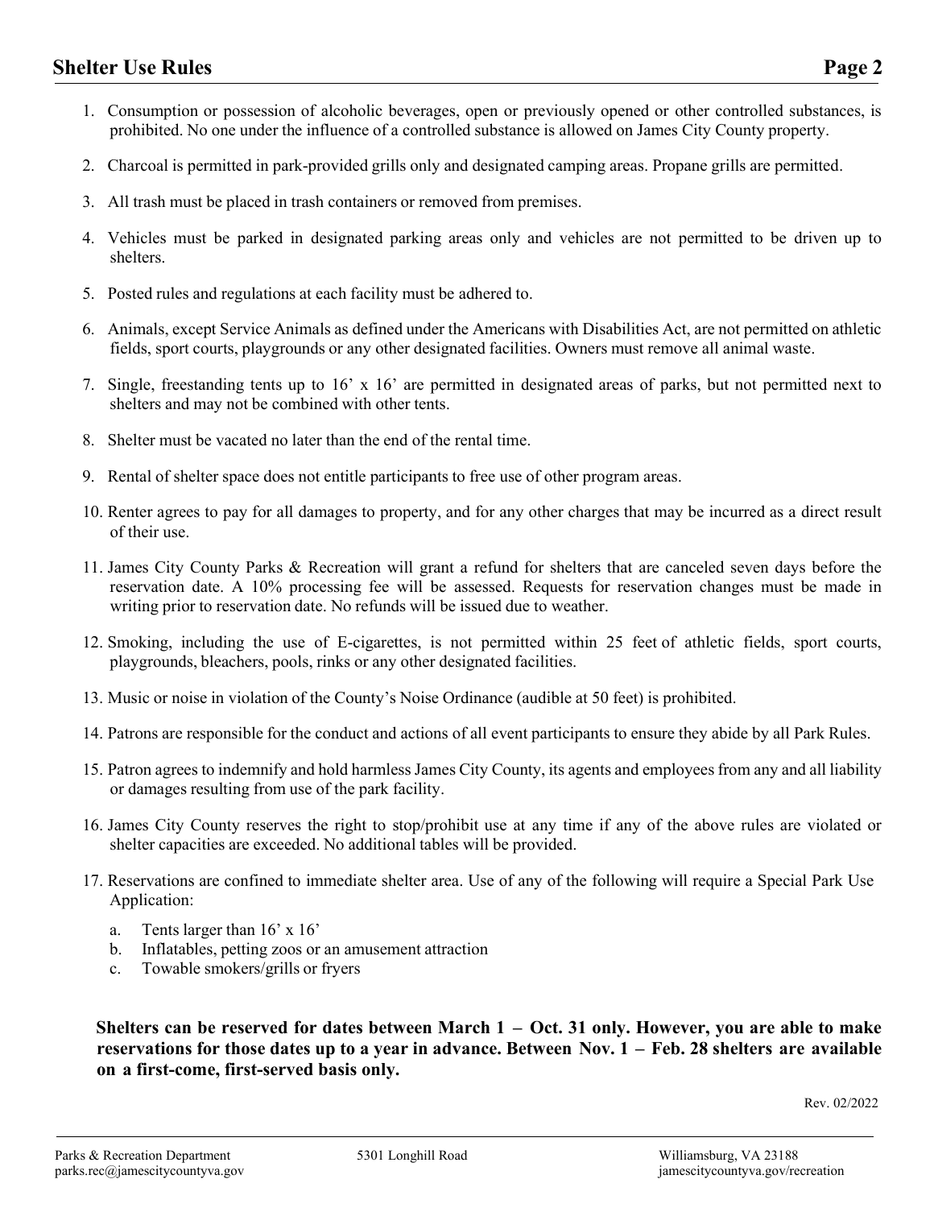1. Consumption or possession of alcoholic beverages, open or previously opened or other controlled substances, is prohibited. No one under the influence of a controlled substance is allowed on James City County property.

2. Charcoal is permitted in park-provided grills only and designated camping areas. Propane grills are permitted.

3. All trash must be placed in trash containers or removed from premises.

4. Vehicles must be parked in designated parking areas only and vehicles are not permitted to be driven up to shelters.

5. Posted rules and regulations at each facility must be adhered to.

6. Animals, except Service Animals as defined under the Americans with Disabilities Act, are not permitted on athletic fields, sport courts, playgrounds or any other designated facilities. Owners must remove all animal waste.

7. Single, freestanding tents up to 16' x 16' are permitted in designated areas of parks, but not permitted next to shelters and may not be combined with other tents.

8. Shelter must be vacated no later than the end of the rental time.

9. Rental of shelter space does not entitle participants to free use of other program areas.

10. Renter agrees to pay for all damages to property, and for any other charges that may be incurred as a direct result of their use.

11. James City County Parks & Recreation will grant a refund for shelters that are canceled seven days before the reservation date. A 10% processing fee will be assessed. Requests for reservation changes must be made in writing prior to reservation date. No refunds will be issued due to weather.

12. Smoking, including the use of E-cigarettes, is not permitted within 25 feet of athletic fields, sport courts, playgrounds, bleachers, pools, rinks or any other designated facilities.

13. Music or noise in violation of the County's Noise Ordinance (audible at 50 feet) is prohibited.

14. Patrons are responsible for the conduct and actions of all event participants to ensure they abide by all Park Rules.

15. Patron agrees to indemnify and hold harmless James City County, its agents and employees from any and all liability or damages resulting from use of the park facility.

16. James City County reserves the right to stop/prohibit use at any time if any of the above rules are violated or shelter capacities are exceeded. No additional tables will be provided.

17. Reservations are confined to immediate shelter area. Use of any of the following will require a Special Park Use Application:
    a. Tents larger than 16' x 16'
    b. Inflatables, petting zoos or an amusement attraction
    c. Towable smokers/grills or fryers

**Shelters can be reserved for dates between March 1 – Oct. 31 only. However, you are able to make reservations for those dates up to a year in advance. Between Nov. 1 – Feb. 28 shelters are available on a first-come, first-served basis only.**

Rev. 02/2022

Parks & Recreation Department
parks.rec@jamescitycountyva.gov

5301 Longhill Road

Williamsburg, VA 23188
jamescitycountyva.gov/recreation